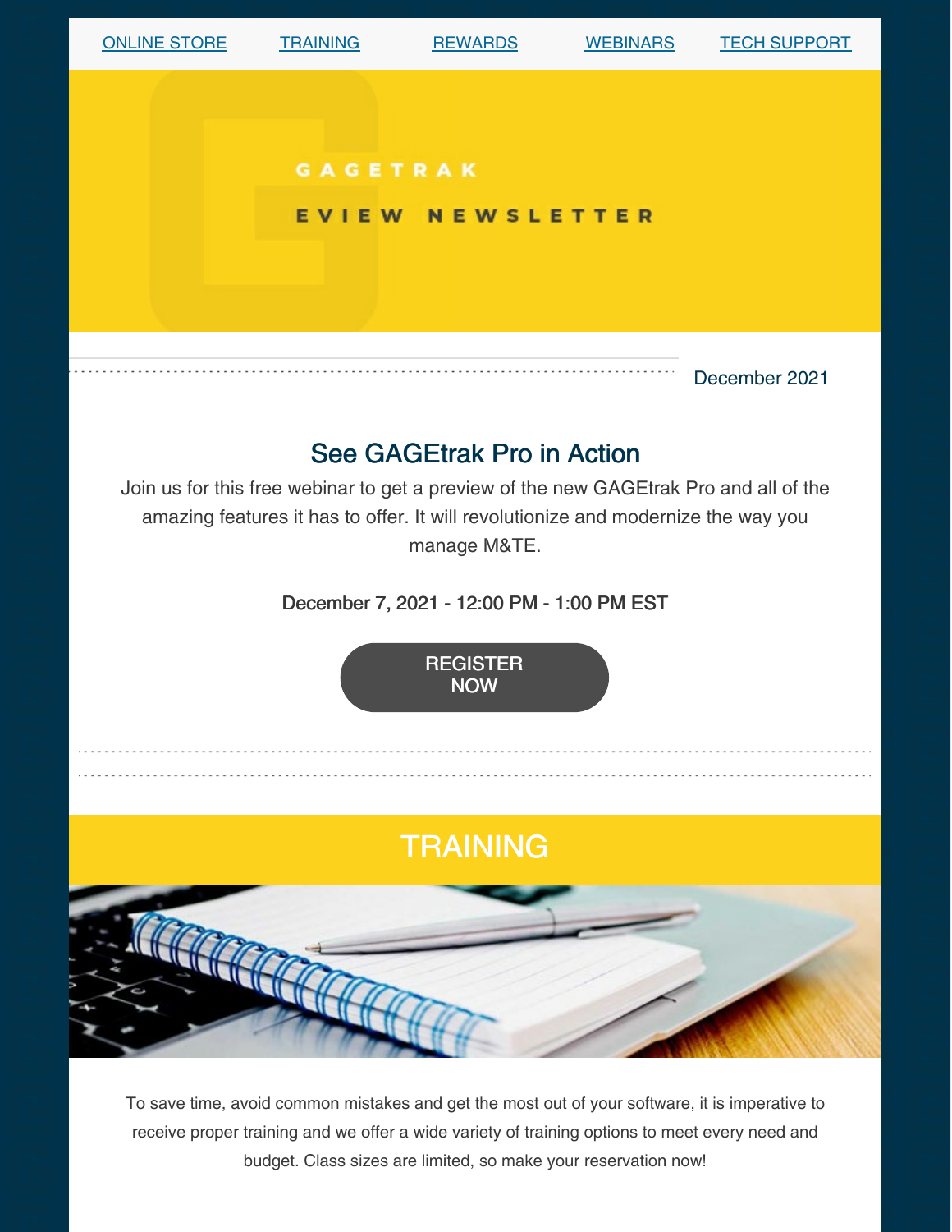ONLINE STORE | TRAINING | REWARDS | WEBINARS | TECH SUPPORT

# GAGETRAK

## EVIEW NEWSLETTER

December 2021

## See GAGEtrak Pro in Action

Join us for this free webinar to get a preview of the new GAGEtrak Pro and all of the amazing features it has to offer. It will revolutionize and modernize the way you manage M&TE.

December 7, 2021 - 12:00 PM - 1:00 PM EST

REGISTER NOW

## TRAINING

To save time, avoid common mistakes and get the most out of your software, it is imperative to receive proper training and we offer a wide variety of training options to meet every need and budget. Class sizes are limited, so make your reservation now!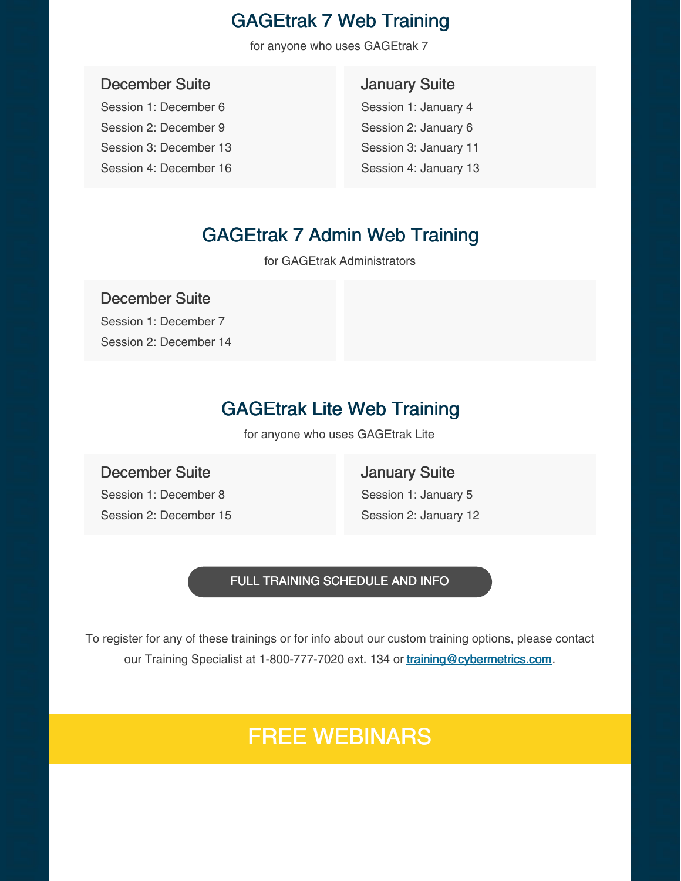## GAGEtrak 7 Web Training

for anyone who uses GAGEtrak 7

### December Suite

Session 1: December 6

Session 2: December 9

Session 3: December 13

Session 4: December 16

### January Suite

Session 1: January 4

Session 2: January 6

Session 3: January 11

Session 4: January 13

## GAGEtrak 7 Admin Web Training

for GAGEtrak Administrators

### December Suite

Session 1: December 7

Session 2: December 14

## GAGEtrak Lite Web Training

for anyone who uses GAGEtrak Lite

### December Suite

Session 1: December 8

Session 2: December 15

### January Suite

Session 1: January 5

Session 2: January 12

FULL TRAINING SCHEDULE AND INFO

To register for any of these trainings or for info about our custom training options, please contact our Training Specialist at 1-800-777-7020 ext. 134 or training@cybermetrics.com.

## FREE WEBINARS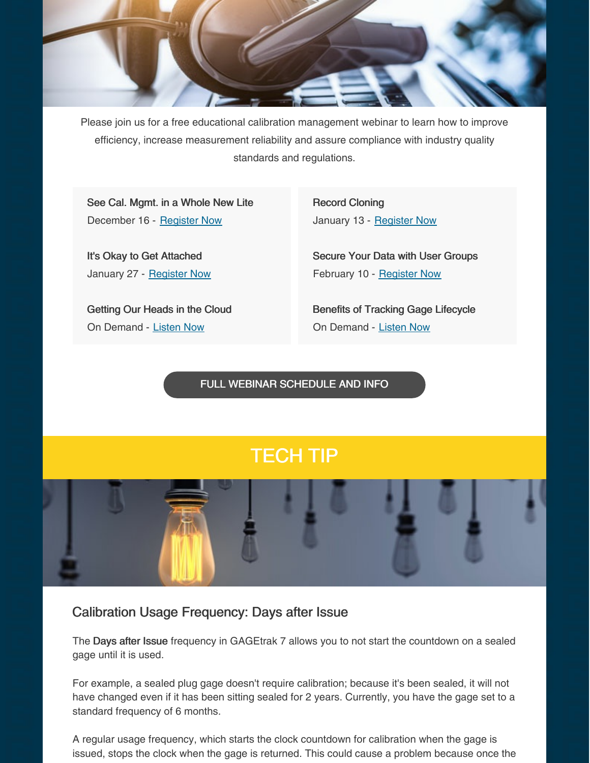Please join us for a free educational calibration management webinar to learn how to improve efficiency, increase measurement reliability and assure compliance with industry quality standards and regulations.

See Cal. Mgmt. in a Whole New Lite
December 16 - Register Now

Record Cloning
January 13 - Register Now

It's Okay to Get Attached
January 27 - Register Now

Secure Your Data with User Groups
February 10 - Register Now

Getting Our Heads in the Cloud
On Demand - Listen Now

Benefits of Tracking Gage Lifecycle
On Demand - Listen Now

FULL WEBINAR SCHEDULE AND INFO

# TECH TIP

## Calibration Usage Frequency: Days after Issue

The **Days after Issue** frequency in GAGEtrak 7 allows you to not start the countdown on a sealed gage until it is used.

For example, a sealed plug gage doesn't require calibration; because it's been sealed, it will not have changed even if it has been sitting sealed for 2 years. Currently, you have the gage set to a standard frequency of 6 months.

A regular usage frequency, which starts the clock countdown for calibration when the gage is issued, stops the clock when the gage is returned. This could cause a problem because once the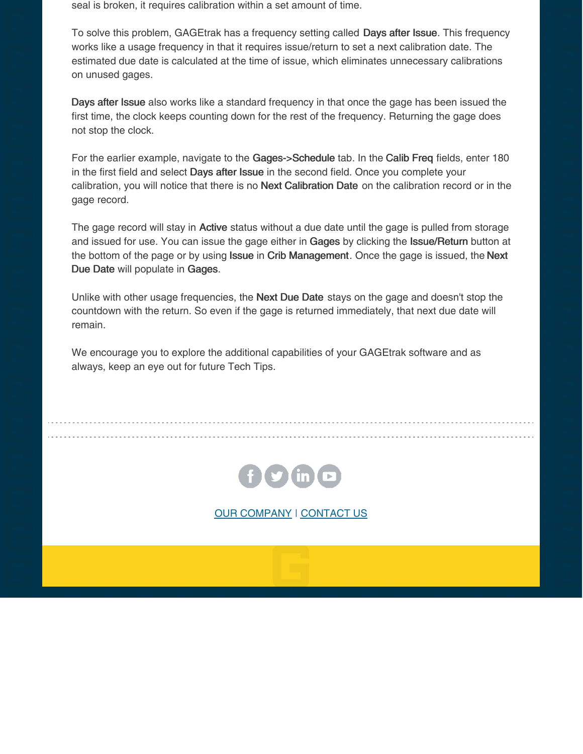seal is broken, it requires calibration within a set amount of time.

To solve this problem, GAGEtrak has a frequency setting called **Days after Issue**. This frequency works like a usage frequency in that it requires issue/return to set a next calibration date. The estimated due date is calculated at the time of issue, which eliminates unnecessary calibrations on unused gages.

**Days after Issue** also works like a standard frequency in that once the gage has been issued the first time, the clock keeps counting down for the rest of the frequency. Returning the gage does not stop the clock.

For the earlier example, navigate to the **Gages->Schedule** tab. In the **Calib Freq** fields, enter 180 in the first field and select **Days after Issue** in the second field. Once you complete your calibration, you will notice that there is no **Next Calibration Date** on the calibration record or in the gage record.

The gage record will stay in **Active** status without a due date until the gage is pulled from storage and issued for use. You can issue the gage either in **Gages** by clicking the **Issue/Return** button at the bottom of the page or by using **Issue** in **Crib Management**. Once the gage is issued, the **Next Due Date** will populate in **Gages**.

Unlike with other usage frequencies, the **Next Due Date** stays on the gage and doesn't stop the countdown with the return. So even if the gage is returned immediately, that next due date will remain.

We encourage you to explore the additional capabilities of your GAGEtrak software and as always, keep an eye out for future Tech Tips.

OUR COMPANY | CONTACT US